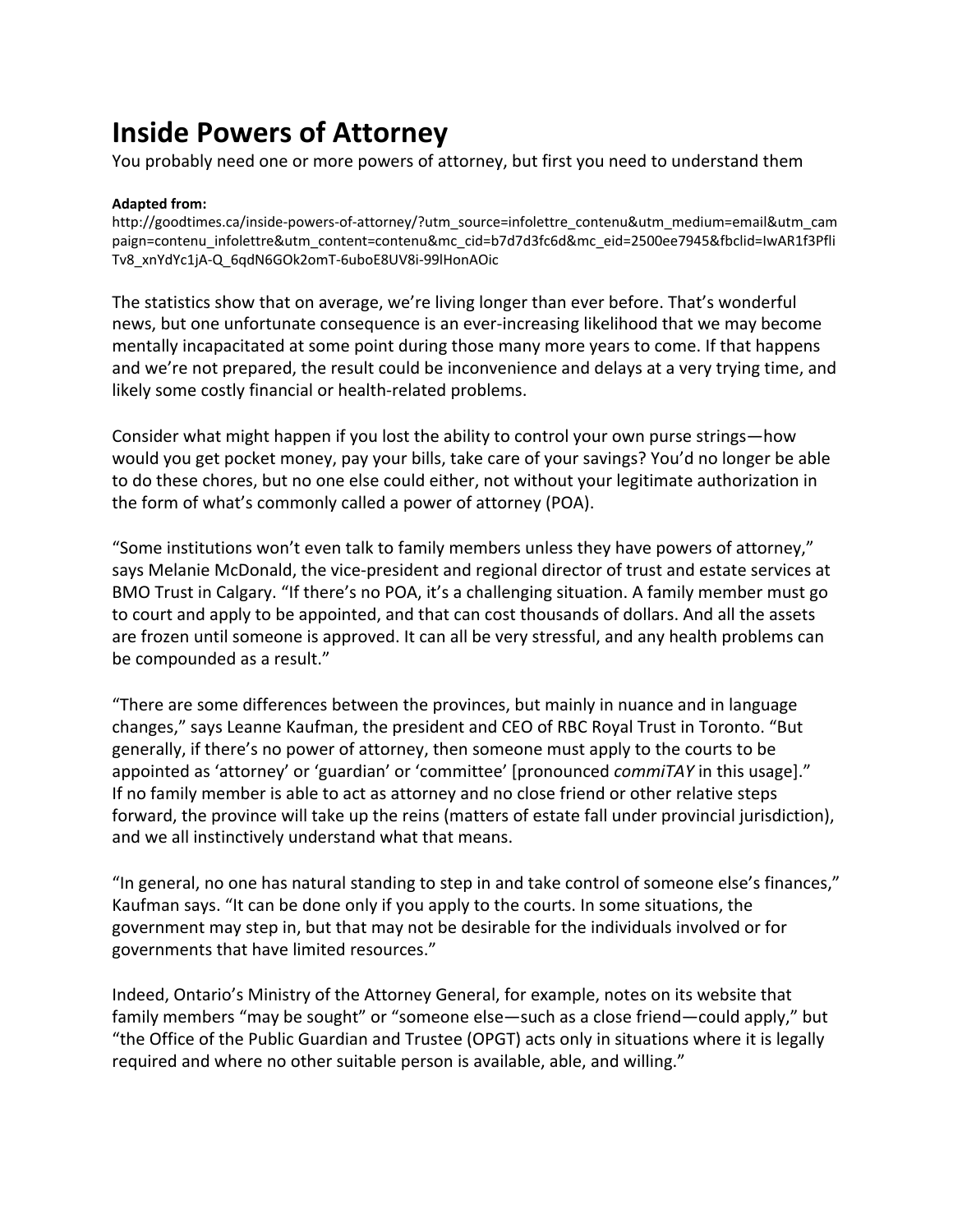# Inside Powers of Attorney

You probably need one or more powers of attorney, but first you need to understand them

**Adapted from:**
http://goodtimes.ca/inside-powers-of-attorney/?utm_source=infolettre_contenu&utm_medium=email&utm_campaign=contenu_infolettre&utm_content=contenu&mc_cid=b7d7d3fc6d&mc_eid=2500ee7945&fbclid=IwAR1f3PfliTv8_xnYdYc1jA-Q_6qdN6GOk2omT-6uboE8UV8i-99lHonAOic

The statistics show that on average, we're living longer than ever before. That's wonderful news, but one unfortunate consequence is an ever-increasing likelihood that we may become mentally incapacitated at some point during those many more years to come. If that happens and we're not prepared, the result could be inconvenience and delays at a very trying time, and likely some costly financial or health-related problems.

Consider what might happen if you lost the ability to control your own purse strings—how would you get pocket money, pay your bills, take care of your savings? You'd no longer be able to do these chores, but no one else could either, not without your legitimate authorization in the form of what's commonly called a power of attorney (POA).

"Some institutions won't even talk to family members unless they have powers of attorney," says Melanie McDonald, the vice-president and regional director of trust and estate services at BMO Trust in Calgary. "If there's no POA, it's a challenging situation. A family member must go to court and apply to be appointed, and that can cost thousands of dollars. And all the assets are frozen until someone is approved. It can all be very stressful, and any health problems can be compounded as a result."

"There are some differences between the provinces, but mainly in nuance and in language changes," says Leanne Kaufman, the president and CEO of RBC Royal Trust in Toronto. "But generally, if there's no power of attorney, then someone must apply to the courts to be appointed as 'attorney' or 'guardian' or 'committee' [pronounced *commiTAY* in this usage]." If no family member is able to act as attorney and no close friend or other relative steps forward, the province will take up the reins (matters of estate fall under provincial jurisdiction), and we all instinctively understand what that means.

"In general, no one has natural standing to step in and take control of someone else's finances," Kaufman says. "It can be done only if you apply to the courts. In some situations, the government may step in, but that may not be desirable for the individuals involved or for governments that have limited resources."

Indeed, Ontario's Ministry of the Attorney General, for example, notes on its website that family members "may be sought" or "someone else—such as a close friend—could apply," but "the Office of the Public Guardian and Trustee (OPGT) acts only in situations where it is legally required and where no other suitable person is available, able, and willing."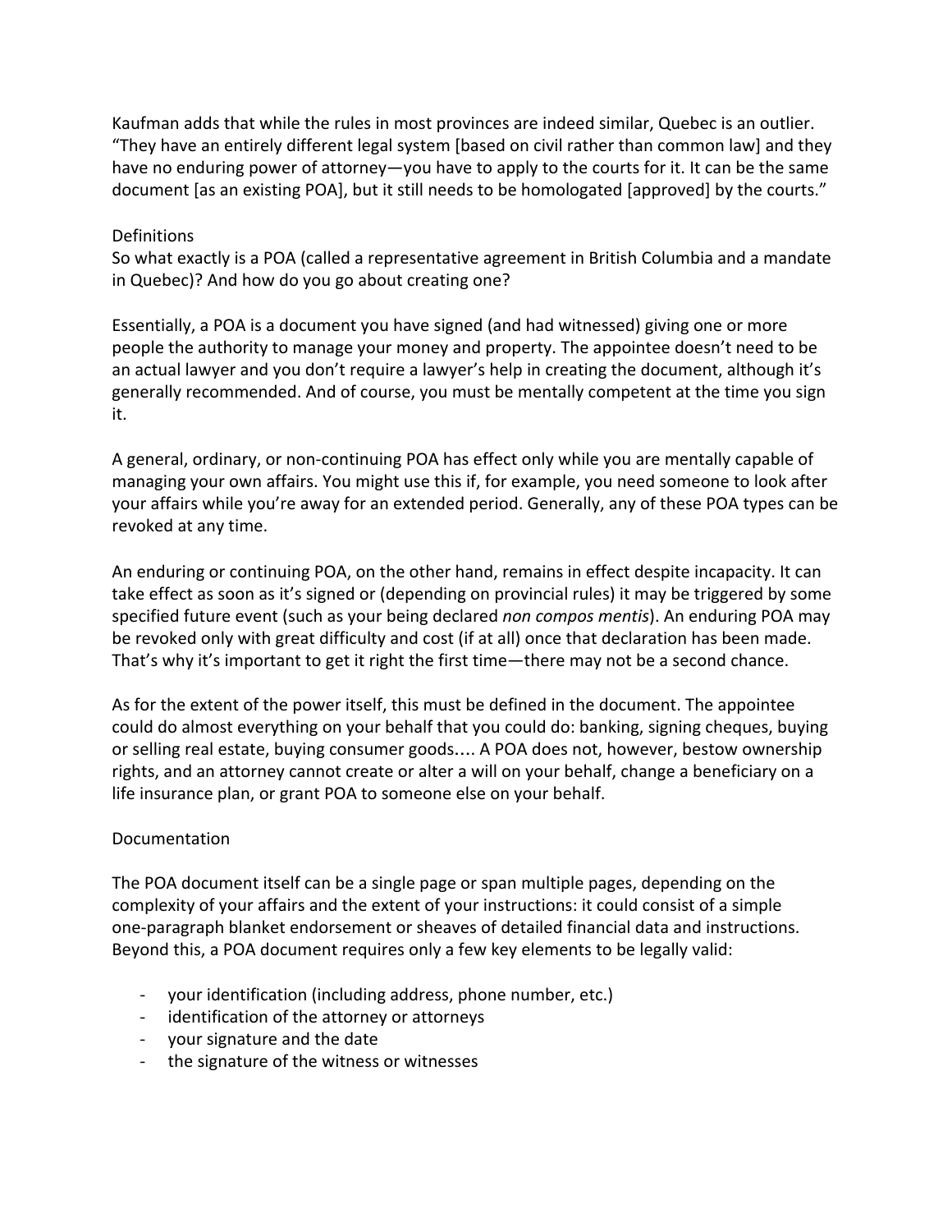Kaufman adds that while the rules in most provinces are indeed similar, Quebec is an outlier. "They have an entirely different legal system [based on civil rather than common law] and they have no enduring power of attorney—you have to apply to the courts for it. It can be the same document [as an existing POA], but it still needs to be homologated [approved] by the courts."

## Definitions

So what exactly is a POA (called a representative agreement in British Columbia and a mandate in Quebec)? And how do you go about creating one?

Essentially, a POA is a document you have signed (and had witnessed) giving one or more people the authority to manage your money and property. The appointee doesn't need to be an actual lawyer and you don't require a lawyer's help in creating the document, although it's generally recommended. And of course, you must be mentally competent at the time you sign it.

A general, ordinary, or non-continuing POA has effect only while you are mentally capable of managing your own affairs. You might use this if, for example, you need someone to look after your affairs while you're away for an extended period. Generally, any of these POA types can be revoked at any time.

An enduring or continuing POA, on the other hand, remains in effect despite incapacity. It can take effect as soon as it's signed or (depending on provincial rules) it may be triggered by some specified future event (such as your being declared *non compos mentis*). An enduring POA may be revoked only with great difficulty and cost (if at all) once that declaration has been made. That's why it's important to get it right the first time—there may not be a second chance.

As for the extent of the power itself, this must be defined in the document. The appointee could do almost everything on your behalf that you could do: banking, signing cheques, buying or selling real estate, buying consumer goods…. A POA does not, however, bestow ownership rights, and an attorney cannot create or alter a will on your behalf, change a beneficiary on a life insurance plan, or grant POA to someone else on your behalf.

## Documentation

The POA document itself can be a single page or span multiple pages, depending on the complexity of your affairs and the extent of your instructions: it could consist of a simple one-paragraph blanket endorsement or sheaves of detailed financial data and instructions. Beyond this, a POA document requires only a few key elements to be legally valid:

- your identification (including address, phone number, etc.)
- identification of the attorney or attorneys
- your signature and the date
- the signature of the witness or witnesses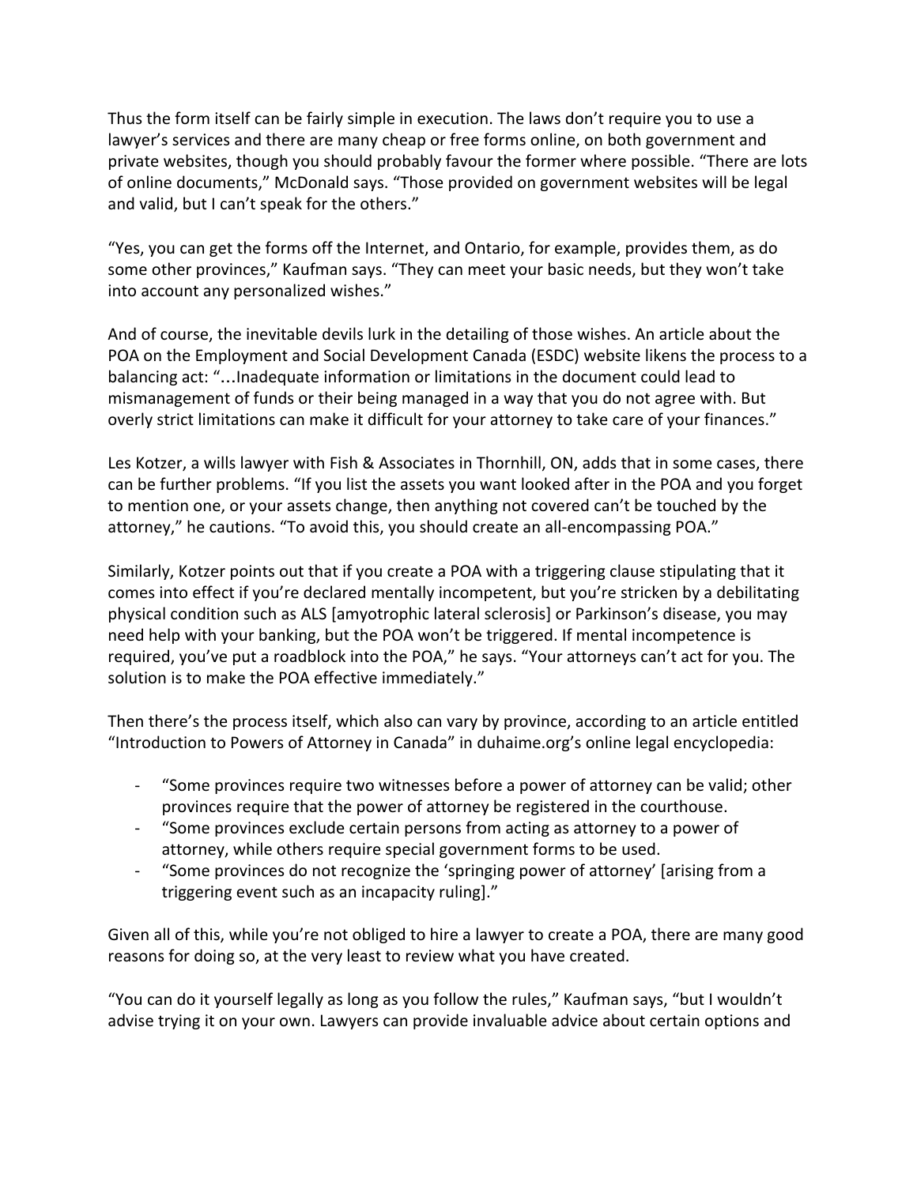Thus the form itself can be fairly simple in execution. The laws don't require you to use a lawyer's services and there are many cheap or free forms online, on both government and private websites, though you should probably favour the former where possible. "There are lots of online documents," McDonald says. "Those provided on government websites will be legal and valid, but I can't speak for the others."

"Yes, you can get the forms off the Internet, and Ontario, for example, provides them, as do some other provinces," Kaufman says. "They can meet your basic needs, but they won't take into account any personalized wishes."

And of course, the inevitable devils lurk in the detailing of those wishes. An article about the POA on the Employment and Social Development Canada (ESDC) website likens the process to a balancing act: "…Inadequate information or limitations in the document could lead to mismanagement of funds or their being managed in a way that you do not agree with. But overly strict limitations can make it difficult for your attorney to take care of your finances."

Les Kotzer, a wills lawyer with Fish & Associates in Thornhill, ON, adds that in some cases, there can be further problems. "If you list the assets you want looked after in the POA and you forget to mention one, or your assets change, then anything not covered can't be touched by the attorney," he cautions. "To avoid this, you should create an all-encompassing POA."

Similarly, Kotzer points out that if you create a POA with a triggering clause stipulating that it comes into effect if you're declared mentally incompetent, but you're stricken by a debilitating physical condition such as ALS [amyotrophic lateral sclerosis] or Parkinson's disease, you may need help with your banking, but the POA won't be triggered. If mental incompetence is required, you've put a roadblock into the POA," he says. "Your attorneys can't act for you. The solution is to make the POA effective immediately."

Then there's the process itself, which also can vary by province, according to an article entitled "Introduction to Powers of Attorney in Canada" in duhaime.org's online legal encyclopedia:

- "Some provinces require two witnesses before a power of attorney can be valid; other provinces require that the power of attorney be registered in the courthouse.
- "Some provinces exclude certain persons from acting as attorney to a power of attorney, while others require special government forms to be used.
- "Some provinces do not recognize the 'springing power of attorney' [arising from a triggering event such as an incapacity ruling]."

Given all of this, while you're not obliged to hire a lawyer to create a POA, there are many good reasons for doing so, at the very least to review what you have created.

"You can do it yourself legally as long as you follow the rules," Kaufman says, "but I wouldn't advise trying it on your own. Lawyers can provide invaluable advice about certain options and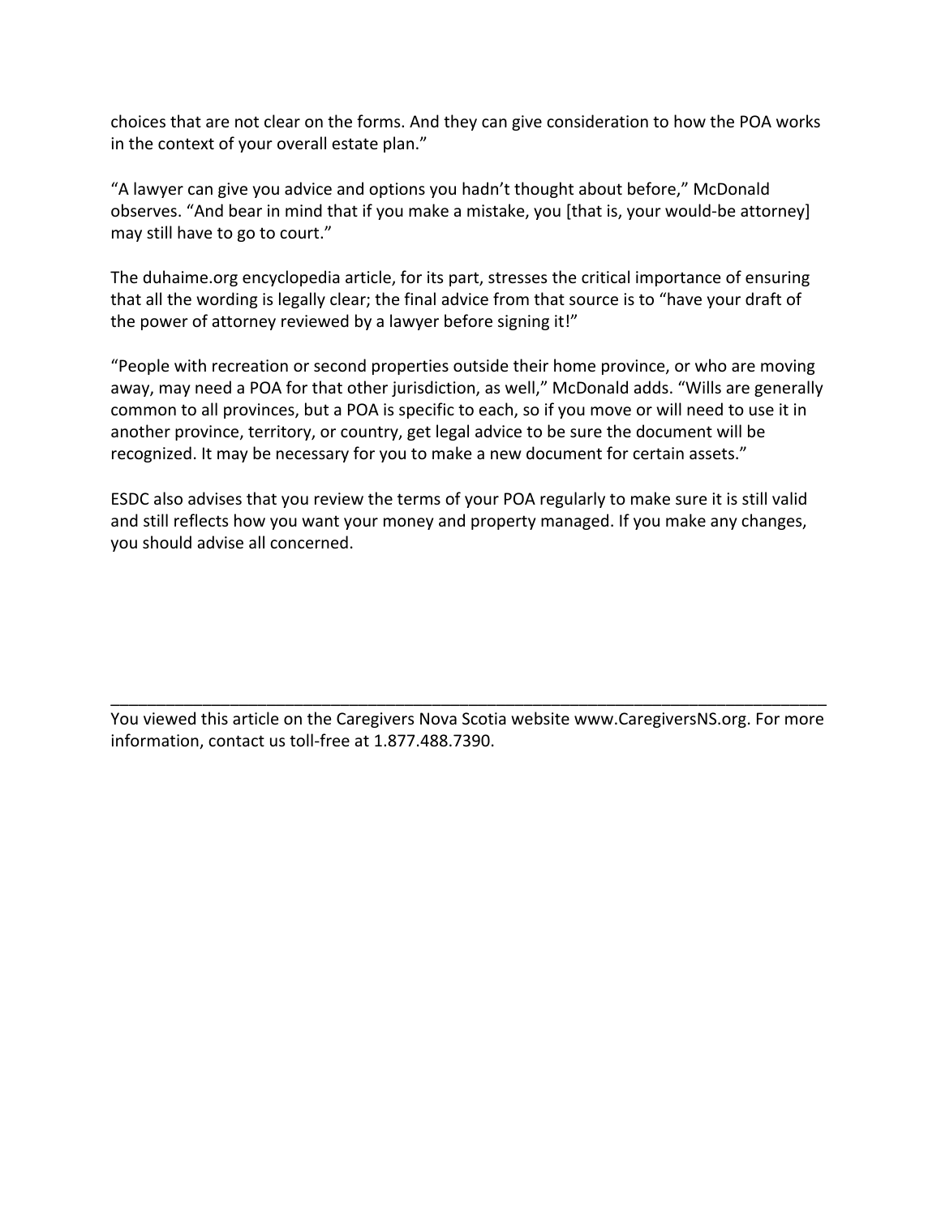choices that are not clear on the forms. And they can give consideration to how the POA works in the context of your overall estate plan."

"A lawyer can give you advice and options you hadn't thought about before," McDonald observes. "And bear in mind that if you make a mistake, you [that is, your would-be attorney] may still have to go to court."

The duhaime.org encyclopedia article, for its part, stresses the critical importance of ensuring that all the wording is legally clear; the final advice from that source is to "have your draft of the power of attorney reviewed by a lawyer before signing it!"

"People with recreation or second properties outside their home province, or who are moving away, may need a POA for that other jurisdiction, as well," McDonald adds. "Wills are generally common to all provinces, but a POA is specific to each, so if you move or will need to use it in another province, territory, or country, get legal advice to be sure the document will be recognized. It may be necessary for you to make a new document for certain assets."

ESDC also advises that you review the terms of your POA regularly to make sure it is still valid and still reflects how you want your money and property managed. If you make any changes, you should advise all concerned.

---

You viewed this article on the Caregivers Nova Scotia website www.CaregiversNS.org. For more information, contact us toll-free at 1.877.488.7390.